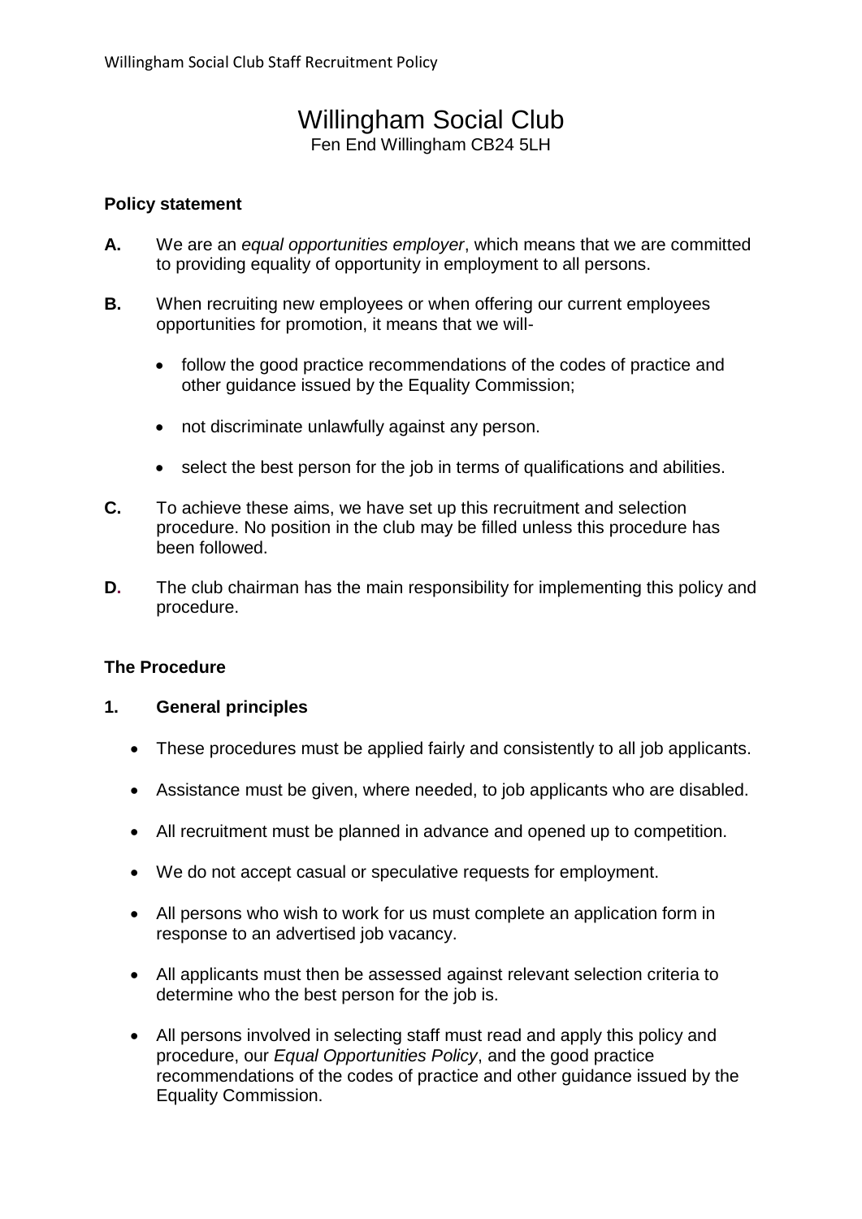# Willingham Social Club

Fen End Willingham CB24 5LH

## Policy statement

**A.** We are an *equal opportunities employer*, which means that we are committed to providing equality of opportunity in employment to all persons.

**B.** When recruiting new employees or when offering our current employees opportunities for promotion, it means that we will-

- follow the good practice recommendations of the codes of practice and other guidance issued by the Equality Commission;
- not discriminate unlawfully against any person.
- select the best person for the job in terms of qualifications and abilities.

**C.** To achieve these aims, we have set up this recruitment and selection procedure. No position in the club may be filled unless this procedure has been followed.

**D.** The club chairman has the main responsibility for implementing this policy and procedure.

## The Procedure

### 1. General principles

- These procedures must be applied fairly and consistently to all job applicants.
- Assistance must be given, where needed, to job applicants who are disabled.
- All recruitment must be planned in advance and opened up to competition.
- We do not accept casual or speculative requests for employment.
- All persons who wish to work for us must complete an application form in response to an advertised job vacancy.
- All applicants must then be assessed against relevant selection criteria to determine who the best person for the job is.
- All persons involved in selecting staff must read and apply this policy and procedure, our *Equal Opportunities Policy*, and the good practice recommendations of the codes of practice and other guidance issued by the Equality Commission.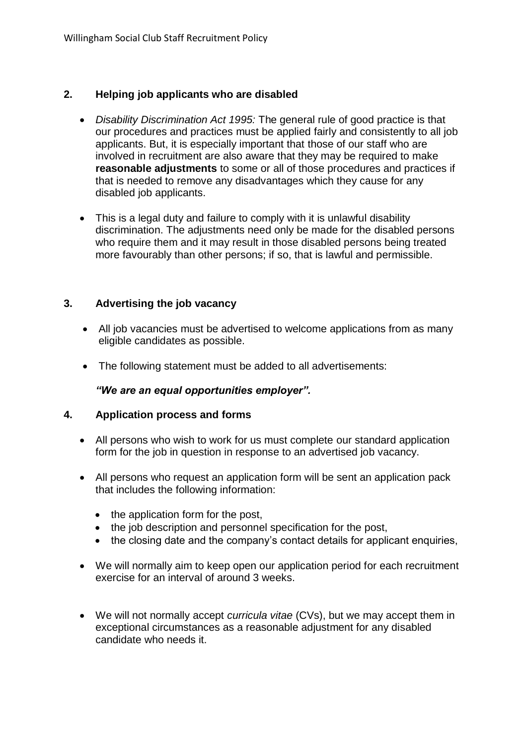## 2. Helping job applicants who are disabled

- *Disability Discrimination Act 1995:* The general rule of good practice is that our procedures and practices must be applied fairly and consistently to all job applicants. But, it is especially important that those of our staff who are involved in recruitment are also aware that they may be required to make **reasonable adjustments** to some or all of those procedures and practices if that is needed to remove any disadvantages which they cause for any disabled job applicants.

- This is a legal duty and failure to comply with it is unlawful disability discrimination. The adjustments need only be made for the disabled persons who require them and it may result in those disabled persons being treated more favourably than other persons; if so, that is lawful and permissible.

## 3. Advertising the job vacancy

- All job vacancies must be advertised to welcome applications from as many eligible candidates as possible.

- The following statement must be added to all advertisements:

  ***"We are an equal opportunities employer".***

## 4. Application process and forms

- All persons who wish to work for us must complete our standard application form for the job in question in response to an advertised job vacancy.

- All persons who request an application form will be sent an application pack that includes the following information:
  - the application form for the post,
  - the job description and personnel specification for the post,
  - the closing date and the company's contact details for applicant enquiries,

- We will normally aim to keep open our application period for each recruitment exercise for an interval of around 3 weeks.

- We will not normally accept *curricula vitae* (CVs), but we may accept them in exceptional circumstances as a reasonable adjustment for any disabled candidate who needs it.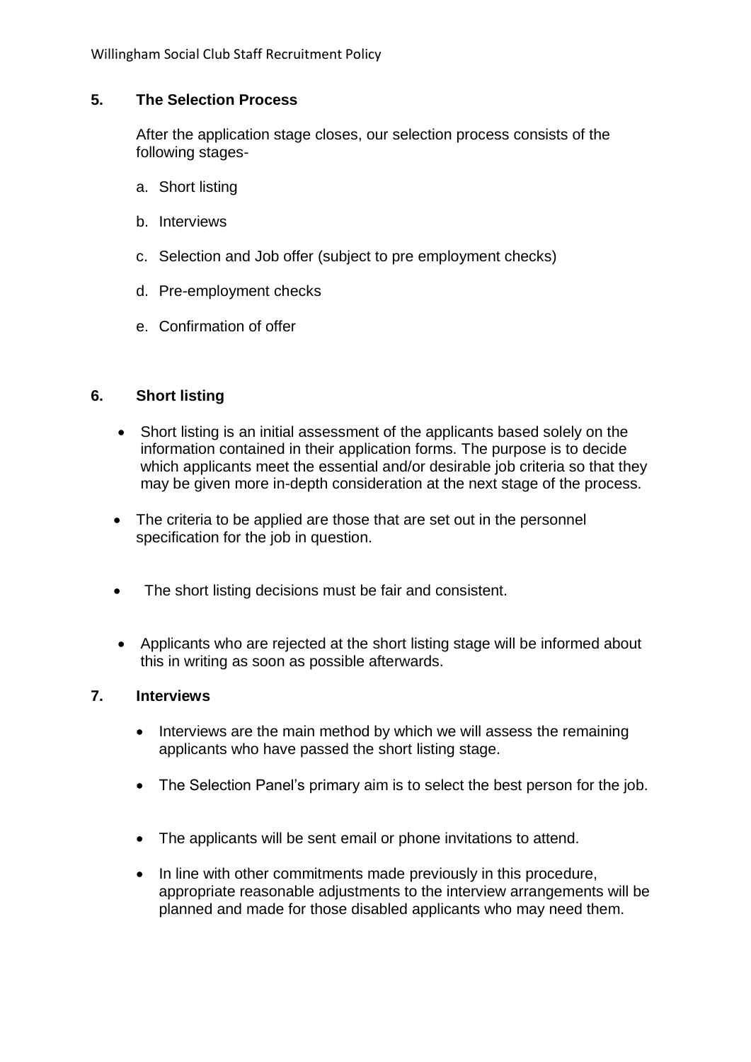## 5. The Selection Process

After the application stage closes, our selection process consists of the following stages-

a. Short listing

b. Interviews

c. Selection and Job offer (subject to pre employment checks)

d. Pre-employment checks

e. Confirmation of offer

## 6. Short listing

- Short listing is an initial assessment of the applicants based solely on the information contained in their application forms. The purpose is to decide which applicants meet the essential and/or desirable job criteria so that they may be given more in-depth consideration at the next stage of the process.
- The criteria to be applied are those that are set out in the personnel specification for the job in question.
- The short listing decisions must be fair and consistent.
- Applicants who are rejected at the short listing stage will be informed about this in writing as soon as possible afterwards.

## 7. Interviews

- Interviews are the main method by which we will assess the remaining applicants who have passed the short listing stage.
- The Selection Panel's primary aim is to select the best person for the job.
- The applicants will be sent email or phone invitations to attend.
- In line with other commitments made previously in this procedure, appropriate reasonable adjustments to the interview arrangements will be planned and made for those disabled applicants who may need them.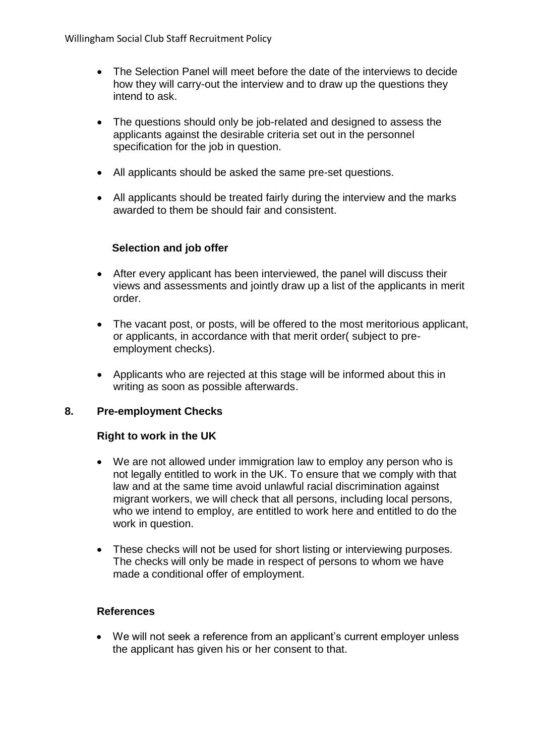- The Selection Panel will meet before the date of the interviews to decide how they will carry-out the interview and to draw up the questions they intend to ask.
- The questions should only be job-related and designed to assess the applicants against the desirable criteria set out in the personnel specification for the job in question.
- All applicants should be asked the same pre-set questions.
- All applicants should be treated fairly during the interview and the marks awarded to them be should fair and consistent.

**Selection and job offer**

- After every applicant has been interviewed, the panel will discuss their views and assessments and jointly draw up a list of the applicants in merit order.
- The vacant post, or posts, will be offered to the most meritorious applicant, or applicants, in accordance with that merit order( subject to pre-employment checks).
- Applicants who are rejected at this stage will be informed about this in writing as soon as possible afterwards.

## 8. Pre-employment Checks

**Right to work in the UK**

- We are not allowed under immigration law to employ any person who is not legally entitled to work in the UK. To ensure that we comply with that law and at the same time avoid unlawful racial discrimination against migrant workers, we will check that all persons, including local persons, who we intend to employ, are entitled to work here and entitled to do the work in question.
- These checks will not be used for short listing or interviewing purposes. The checks will only be made in respect of persons to whom we have made a conditional offer of employment.

**References**

- We will not seek a reference from an applicant's current employer unless the applicant has given his or her consent to that.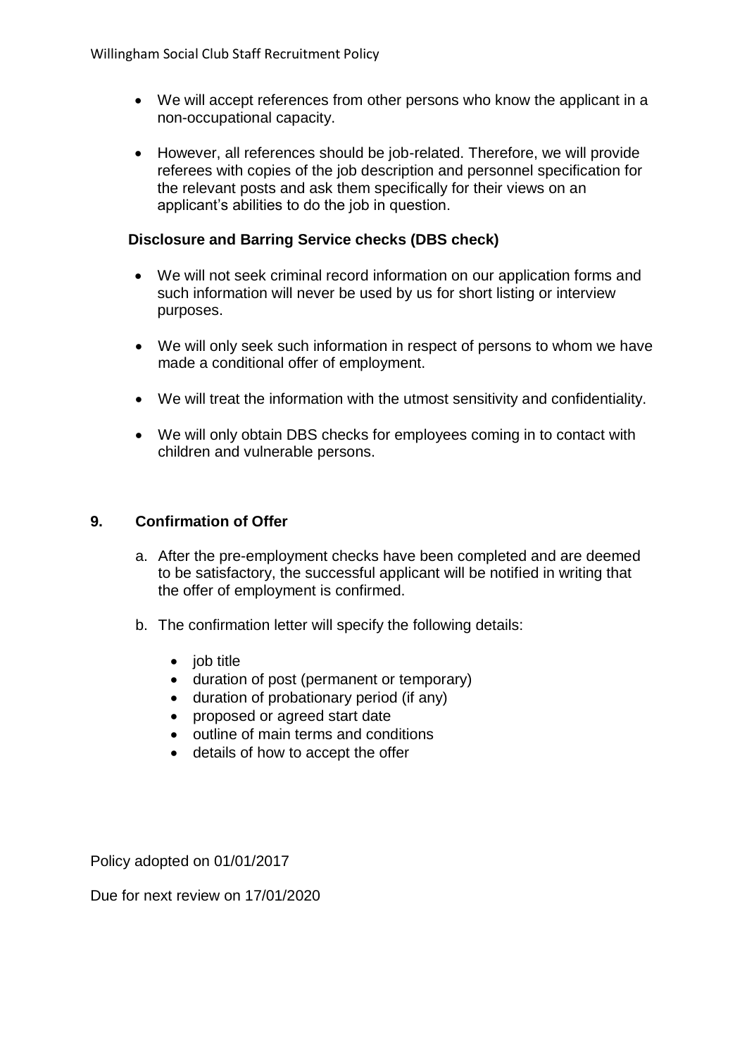- We will accept references from other persons who know the applicant in a non-occupational capacity.
- However, all references should be job-related. Therefore, we will provide referees with copies of the job description and personnel specification for the relevant posts and ask them specifically for their views on an applicant's abilities to do the job in question.

**Disclosure and Barring Service checks (DBS check)**

- We will not seek criminal record information on our application forms and such information will never be used by us for short listing or interview purposes.
- We will only seek such information in respect of persons to whom we have made a conditional offer of employment.
- We will treat the information with the utmost sensitivity and confidentiality.
- We will only obtain DBS checks for employees coming in to contact with children and vulnerable persons.

## 9. Confirmation of Offer

a. After the pre-employment checks have been completed and are deemed to be satisfactory, the successful applicant will be notified in writing that the offer of employment is confirmed.

b. The confirmation letter will specify the following details:

- job title
- duration of post (permanent or temporary)
- duration of probationary period (if any)
- proposed or agreed start date
- outline of main terms and conditions
- details of how to accept the offer

Policy adopted on 01/01/2017

Due for next review on 17/01/2020